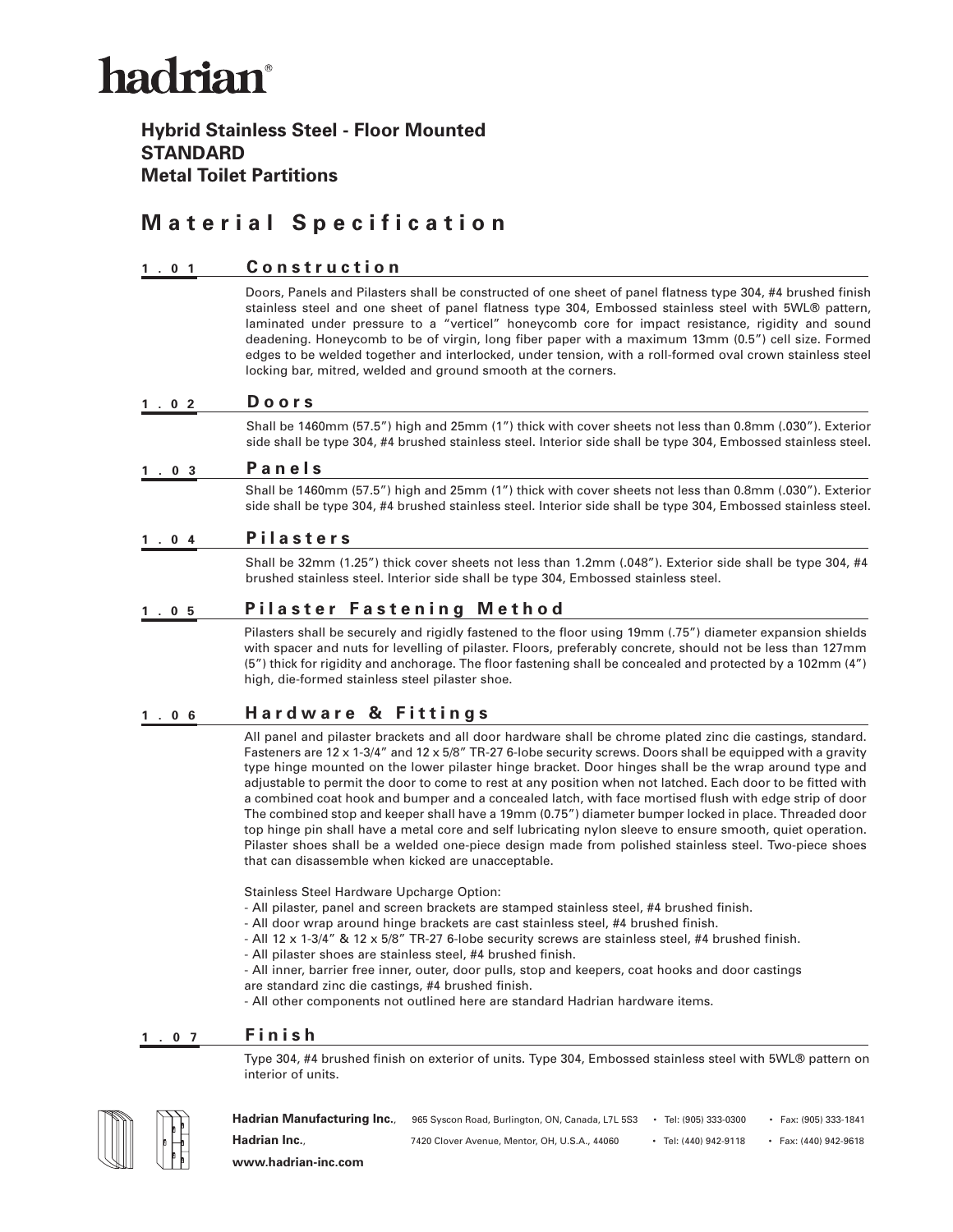# hadrian®

**Hybrid Stainless Steel - Floor Mounted**
**STANDARD**
**Metal Toilet Partitions**

## Material Specification

### 1.01 Construction

Doors, Panels and Pilasters shall be constructed of one sheet of panel flatness type 304, #4 brushed finish stainless steel and one sheet of panel flatness type 304, Embossed stainless steel with 5WL® pattern, laminated under pressure to a "verticel" honeycomb core for impact resistance, rigidity and sound deadening. Honeycomb to be of virgin, long fiber paper with a maximum 13mm (0.5") cell size. Formed edges to be welded together and interlocked, under tension, with a roll-formed oval crown stainless steel locking bar, mitred, welded and ground smooth at the corners.

### 1.02 Doors

Shall be 1460mm (57.5") high and 25mm (1") thick with cover sheets not less than 0.8mm (.030"). Exterior side shall be type 304, #4 brushed stainless steel. Interior side shall be type 304, Embossed stainless steel.

### 1.03 Panels

Shall be 1460mm (57.5") high and 25mm (1") thick with cover sheets not less than 0.8mm (.030"). Exterior side shall be type 304, #4 brushed stainless steel. Interior side shall be type 304, Embossed stainless steel.

### 1.04 Pilasters

Shall be 32mm (1.25") thick cover sheets not less than 1.2mm (.048"). Exterior side shall be type 304, #4 brushed stainless steel. Interior side shall be type 304, Embossed stainless steel.

### 1.05 Pilaster Fastening Method

Pilasters shall be securely and rigidly fastened to the floor using 19mm (.75") diameter expansion shields with spacer and nuts for levelling of pilaster. Floors, preferably concrete, should not be less than 127mm (5") thick for rigidity and anchorage. The floor fastening shall be concealed and protected by a 102mm (4") high, die-formed stainless steel pilaster shoe.

### 1.06 Hardware & Fittings

All panel and pilaster brackets and all door hardware shall be chrome plated zinc die castings, standard. Fasteners are 12 x 1-3/4" and 12 x 5/8" TR-27 6-lobe security screws. Doors shall be equipped with a gravity type hinge mounted on the lower pilaster hinge bracket. Door hinges shall be the wrap around type and adjustable to permit the door to come to rest at any position when not latched. Each door to be fitted with a combined coat hook and bumper and a concealed latch, with face mortised flush with edge strip of door The combined stop and keeper shall have a 19mm (0.75") diameter bumper locked in place. Threaded door top hinge pin shall have a metal core and self lubricating nylon sleeve to ensure smooth, quiet operation. Pilaster shoes shall be a welded one-piece design made from polished stainless steel. Two-piece shoes that can disassemble when kicked are unacceptable.

Stainless Steel Hardware Upcharge Option:

- All pilaster, panel and screen brackets are stamped stainless steel, #4 brushed finish.
- All door wrap around hinge brackets are cast stainless steel, #4 brushed finish.
- All 12 x 1-3/4" & 12 x 5/8" TR-27 6-lobe security screws are stainless steel, #4 brushed finish.
- All pilaster shoes are stainless steel, #4 brushed finish.
- All inner, barrier free inner, outer, door pulls, stop and keepers, coat hooks and door castings are standard zinc die castings, #4 brushed finish.
- All other components not outlined here are standard Hadrian hardware items.

### 1.07 Finish

Type 304, #4 brushed finish on exterior of units. Type 304, Embossed stainless steel with 5WL® pattern on interior of units.

**Hadrian Manufacturing Inc.**, 965 Syscon Road, Burlington, ON, Canada, L7L 5S3 • Tel: (905) 333-0300 • Fax: (905) 333-1841
**Hadrian Inc.**, 7420 Clover Avenue, Mentor, OH, U.S.A., 44060 • Tel: (440) 942-9118 • Fax: (440) 942-9618
**www.hadrian-inc.com**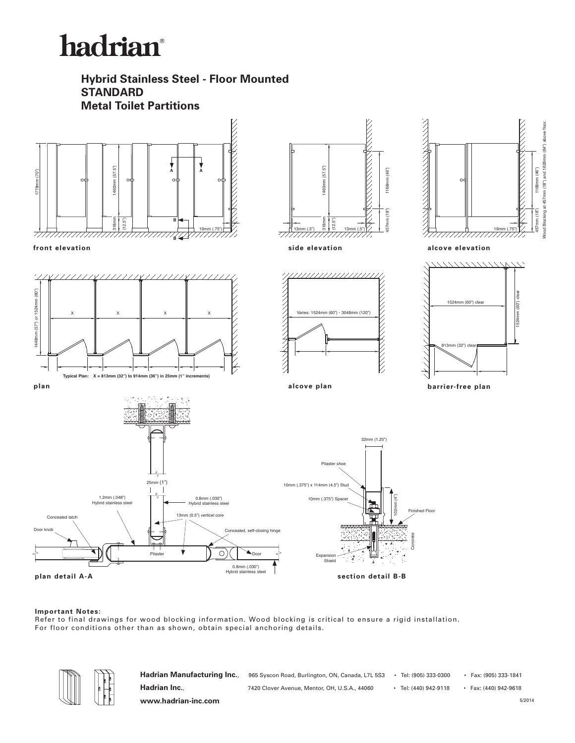# hadrian®

## Hybrid Stainless Steel - Floor Mounted
## STANDARD
## Metal Toilet Partitions

1778mm (70")

1460mm (57.5")

318mm (12.5")

19mm (.75")

A A

B B

**front elevation**

1460mm (57.5")

1168mm (46")

318mm (12.5")

13mm (.5")

13mm (.5")

457mm (18")

**side elevation**

1168mm (46")

457mm (18")

19mm (.75")

Wood Blocking at 457mm (18") and 1626mm (64") above floor.

**alcove elevation**

1448mm (57") or 1524mm (60")

X X X X

**Typical Plan: X = 813mm (32") to 914mm (36") in 25mm (1" increments)**

**plan**

Varies: 1524mm (60") - 3048mm (120")

**alcove plan**

1524mm (60") clear

1524mm (60") clear

813mm (32") clear

**barrier-free plan**

25mm (1")

1.2mm (.048") Hybrid stainless steel

0.8mm (.030") Hybrid stainless steel

13mm (0.5") verticel core

Concealed latch

Door knob

Concealed, self-closing hinge

Pilaster

Door

0.8mm (.030") Hybrid stainless steel

**plan detail A-A**

32mm (1.25")

Pilaster shoe

10mm (.375") x 114mm (4.5") Stud

10mm (.375") Spacer

102mm (4")

Finished Floor

Concrete

Expansion Shield

**section detail B-B**

**Important Notes:**

Refer to final drawings for wood blocking information. Wood blocking is critical to ensure a rigid installation.
For floor conditions other than as shown, obtain special anchoring details.

**Hadrian Manufacturing Inc.**, 965 Syscon Road, Burlington, ON, Canada, L7L 5S3 • Tel: (905) 333-0300 • Fax: (905) 333-1841

**Hadrian Inc.**, 7420 Clover Avenue, Mentor, OH, U.S.A., 44060 • Tel: (440) 942-9118 • Fax: (440) 942-9618

**www.hadrian-inc.com**

5/2014